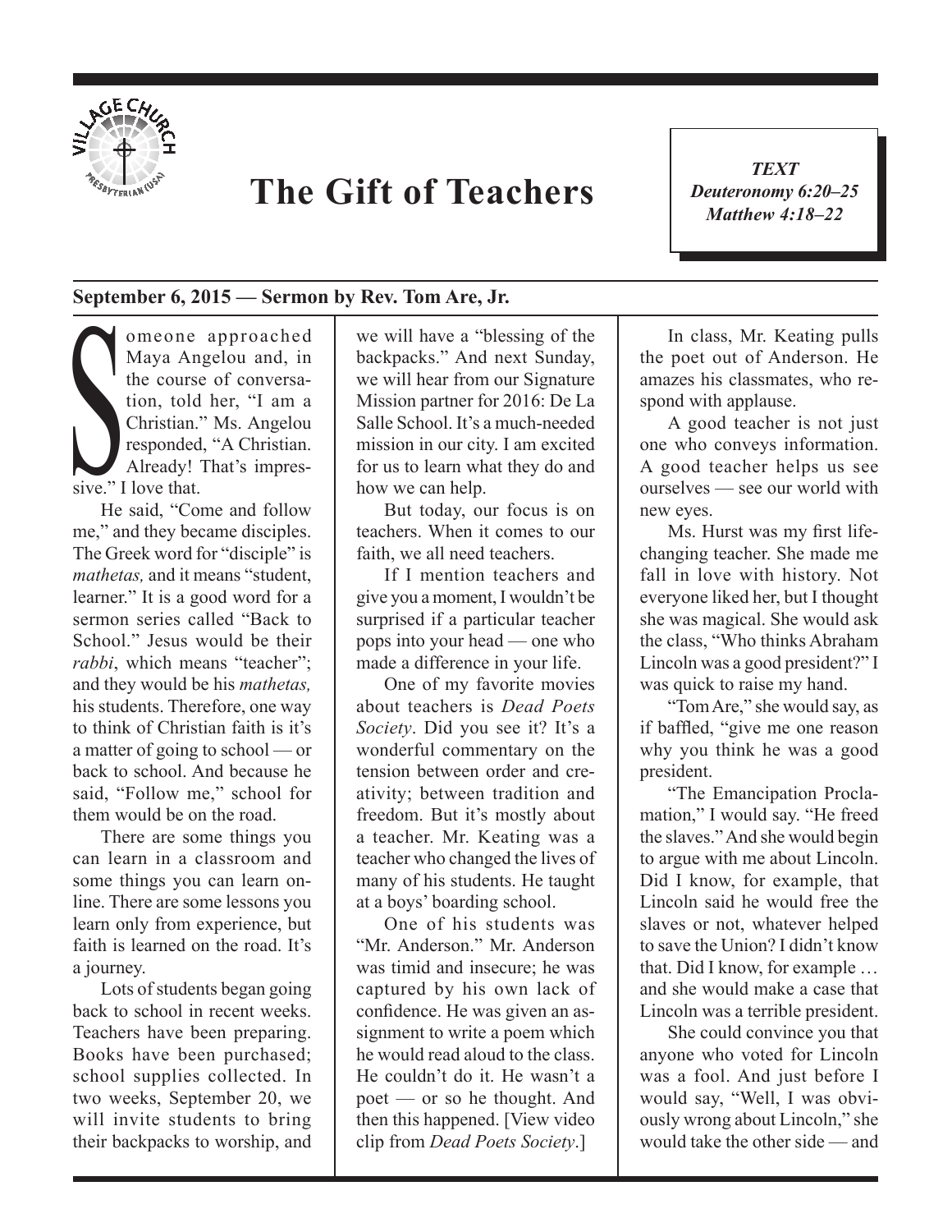# The Gift of Teachers

***TEXT***
***Deuteronomy 6:20–25***
***Matthew 4:18–22***

**September 6, 2015 — Sermon by Rev. Tom Are, Jr.**

Someone approached Maya Angelou and, in the course of conversation, told her, "I am a Christian." Ms. Angelou responded, "A Christian. Already! That's impressive." I love that.

He said, "Come and follow me," and they became disciples. The Greek word for "disciple" is *mathetas,* and it means "student, learner." It is a good word for a sermon series called "Back to School." Jesus would be their *rabbi*, which means "teacher"; and they would be his *mathetas,* his students. Therefore, one way to think of Christian faith is it's a matter of going to school — or back to school. And because he said, "Follow me," school for them would be on the road.

There are some things you can learn in a classroom and some things you can learn online. There are some lessons you learn only from experience, but faith is learned on the road. It's a journey.

Lots of students began going back to school in recent weeks. Teachers have been preparing. Books have been purchased; school supplies collected. In two weeks, September 20, we will invite students to bring their backpacks to worship, and we will have a "blessing of the backpacks." And next Sunday, we will hear from our Signature Mission partner for 2016: De La Salle School. It's a much-needed mission in our city. I am excited for us to learn what they do and how we can help.

But today, our focus is on teachers. When it comes to our faith, we all need teachers.

If I mention teachers and give you a moment, I wouldn't be surprised if a particular teacher pops into your head — one who made a difference in your life.

One of my favorite movies about teachers is *Dead Poets Society*. Did you see it? It's a wonderful commentary on the tension between order and creativity; between tradition and freedom. But it's mostly about a teacher. Mr. Keating was a teacher who changed the lives of many of his students. He taught at a boys' boarding school.

One of his students was "Mr. Anderson." Mr. Anderson was timid and insecure; he was captured by his own lack of confidence. He was given an assignment to write a poem which he would read aloud to the class. He couldn't do it. He wasn't a poet — or so he thought. And then this happened. [View video clip from *Dead Poets Society*.]

In class, Mr. Keating pulls the poet out of Anderson. He amazes his classmates, who respond with applause.

A good teacher is not just one who conveys information. A good teacher helps us see ourselves — see our world with new eyes.

Ms. Hurst was my first life-changing teacher. She made me fall in love with history. Not everyone liked her, but I thought she was magical. She would ask the class, "Who thinks Abraham Lincoln was a good president?" I was quick to raise my hand.

"Tom Are," she would say, as if baffled, "give me one reason why you think he was a good president.

"The Emancipation Proclamation," I would say. "He freed the slaves." And she would begin to argue with me about Lincoln. Did I know, for example, that Lincoln said he would free the slaves or not, whatever helped to save the Union? I didn't know that. Did I know, for example … and she would make a case that Lincoln was a terrible president.

She could convince you that anyone who voted for Lincoln was a fool. And just before I would say, "Well, I was obviously wrong about Lincoln," she would take the other side — and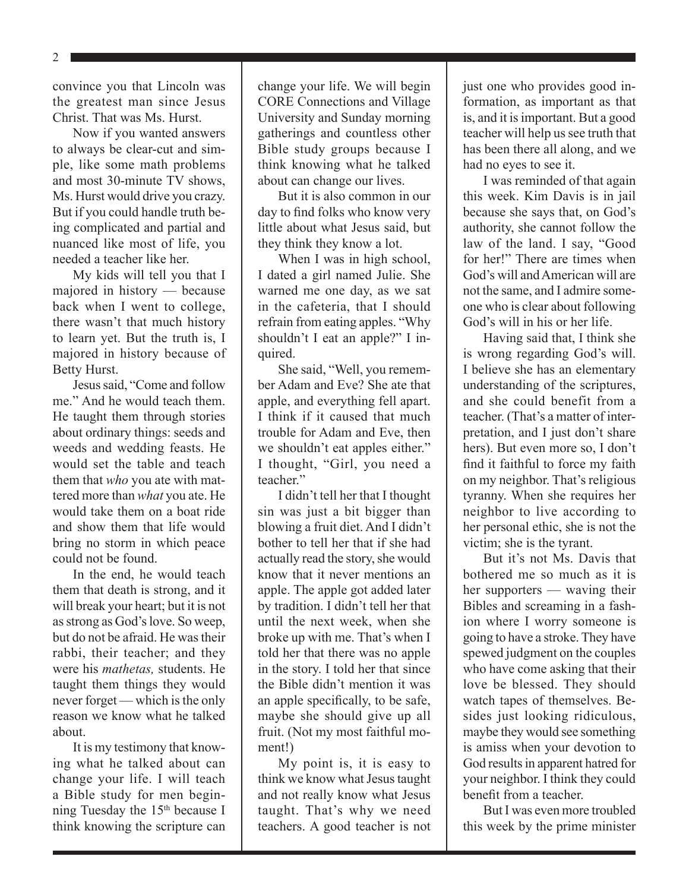convince you that Lincoln was the greatest man since Jesus Christ. That was Ms. Hurst.

Now if you wanted answers to always be clear-cut and simple, like some math problems and most 30-minute TV shows, Ms. Hurst would drive you crazy. But if you could handle truth being complicated and partial and nuanced like most of life, you needed a teacher like her.

My kids will tell you that I majored in history — because back when I went to college, there wasn't that much history to learn yet. But the truth is, I majored in history because of Betty Hurst.

Jesus said, "Come and follow me." And he would teach them. He taught them through stories about ordinary things: seeds and weeds and wedding feasts. He would set the table and teach them that *who* you ate with mattered more than *what* you ate. He would take them on a boat ride and show them that life would bring no storm in which peace could not be found.

In the end, he would teach them that death is strong, and it will break your heart; but it is not as strong as God's love. So weep, but do not be afraid. He was their rabbi, their teacher; and they were his *mathetas,* students. He taught them things they would never forget — which is the only reason we know what he talked about.

It is my testimony that knowing what he talked about can change your life. I will teach a Bible study for men beginning Tuesday the 15th because I think knowing the scripture can change your life. We will begin CORE Connections and Village University and Sunday morning gatherings and countless other Bible study groups because I think knowing what he talked about can change our lives.

But it is also common in our day to find folks who know very little about what Jesus said, but they think they know a lot.

When I was in high school, I dated a girl named Julie. She warned me one day, as we sat in the cafeteria, that I should refrain from eating apples. "Why shouldn't I eat an apple?" I inquired.

She said, "Well, you remember Adam and Eve? She ate that apple, and everything fell apart. I think if it caused that much trouble for Adam and Eve, then we shouldn't eat apples either." I thought, "Girl, you need a teacher."

I didn't tell her that I thought sin was just a bit bigger than blowing a fruit diet. And I didn't bother to tell her that if she had actually read the story, she would know that it never mentions an apple. The apple got added later by tradition. I didn't tell her that until the next week, when she broke up with me. That's when I told her that there was no apple in the story. I told her that since the Bible didn't mention it was an apple specifically, to be safe, maybe she should give up all fruit. (Not my most faithful moment!)

My point is, it is easy to think we know what Jesus taught and not really know what Jesus taught. That's why we need teachers. A good teacher is not just one who provides good information, as important as that is, and it is important. But a good teacher will help us see truth that has been there all along, and we had no eyes to see it.

I was reminded of that again this week. Kim Davis is in jail because she says that, on God's authority, she cannot follow the law of the land. I say, "Good for her!" There are times when God's will and American will are not the same, and I admire someone who is clear about following God's will in his or her life.

Having said that, I think she is wrong regarding God's will. I believe she has an elementary understanding of the scriptures, and she could benefit from a teacher. (That's a matter of interpretation, and I just don't share hers). But even more so, I don't find it faithful to force my faith on my neighbor. That's religious tyranny. When she requires her neighbor to live according to her personal ethic, she is not the victim; she is the tyrant.

But it's not Ms. Davis that bothered me so much as it is her supporters — waving their Bibles and screaming in a fashion where I worry someone is going to have a stroke. They have spewed judgment on the couples who have come asking that their love be blessed. They should watch tapes of themselves. Besides just looking ridiculous, maybe they would see something is amiss when your devotion to God results in apparent hatred for your neighbor. I think they could benefit from a teacher.

But I was even more troubled this week by the prime minister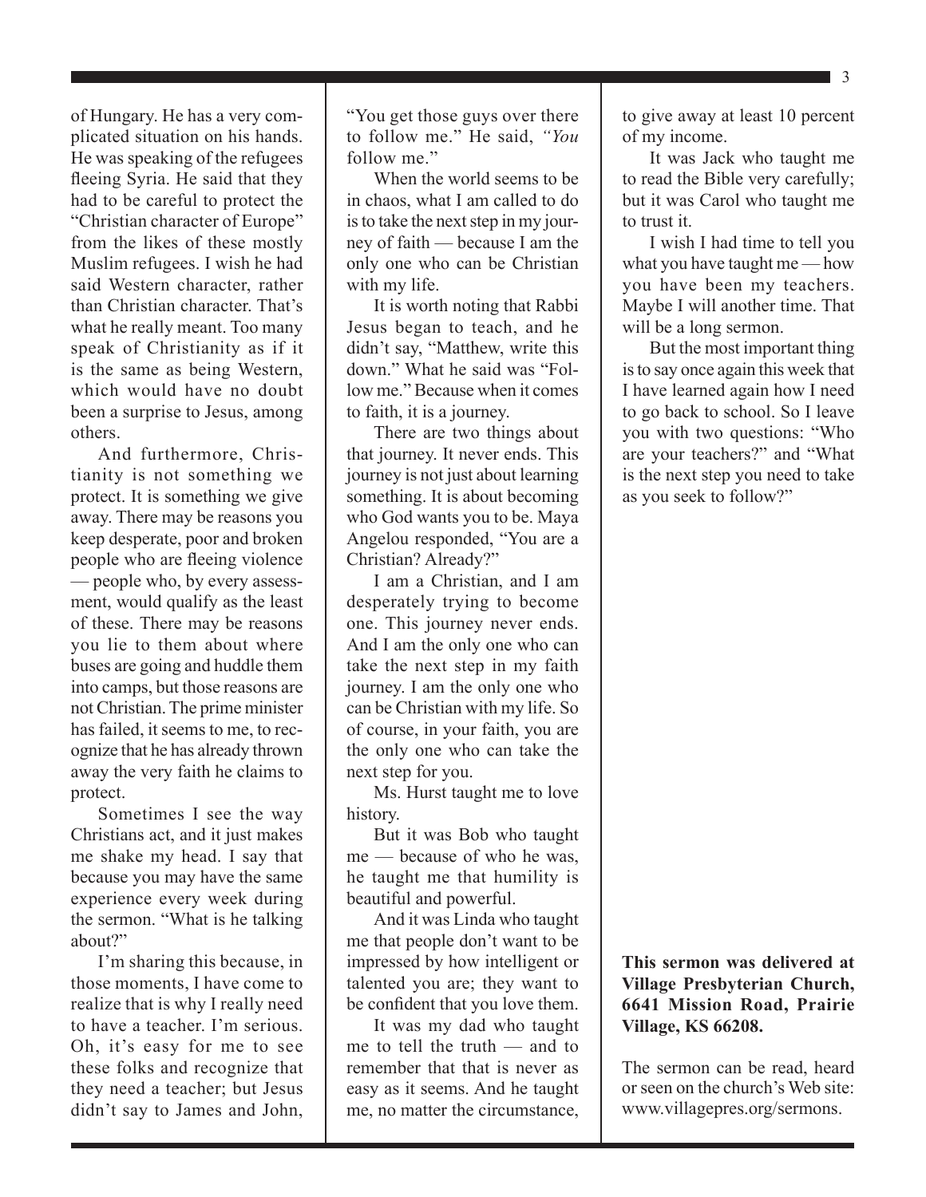of Hungary. He has a very complicated situation on his hands. He was speaking of the refugees fleeing Syria. He said that they had to be careful to protect the "Christian character of Europe" from the likes of these mostly Muslim refugees. I wish he had said Western character, rather than Christian character. That's what he really meant. Too many speak of Christianity as if it is the same as being Western, which would have no doubt been a surprise to Jesus, among others.

And furthermore, Christianity is not something we protect. It is something we give away. There may be reasons you keep desperate, poor and broken people who are fleeing violence — people who, by every assessment, would qualify as the least of these. There may be reasons you lie to them about where buses are going and huddle them into camps, but those reasons are not Christian. The prime minister has failed, it seems to me, to recognize that he has already thrown away the very faith he claims to protect.

Sometimes I see the way Christians act, and it just makes me shake my head. I say that because you may have the same experience every week during the sermon. "What is he talking about?"

I'm sharing this because, in those moments, I have come to realize that is why I really need to have a teacher. I'm serious. Oh, it's easy for me to see these folks and recognize that they need a teacher; but Jesus didn't say to James and John, "You get those guys over there to follow me." He said, *"You* follow me."

When the world seems to be in chaos, what I am called to do is to take the next step in my journey of faith — because I am the only one who can be Christian with my life.

It is worth noting that Rabbi Jesus began to teach, and he didn't say, "Matthew, write this down." What he said was "Follow me." Because when it comes to faith, it is a journey.

There are two things about that journey. It never ends. This journey is not just about learning something. It is about becoming who God wants you to be. Maya Angelou responded, "You are a Christian? Already?"

I am a Christian, and I am desperately trying to become one. This journey never ends. And I am the only one who can take the next step in my faith journey. I am the only one who can be Christian with my life. So of course, in your faith, you are the only one who can take the next step for you.

Ms. Hurst taught me to love history.

But it was Bob who taught me — because of who he was, he taught me that humility is beautiful and powerful.

And it was Linda who taught me that people don't want to be impressed by how intelligent or talented you are; they want to be confident that you love them.

It was my dad who taught me to tell the truth — and to remember that that is never as easy as it seems. And he taught me, no matter the circumstance, to give away at least 10 percent of my income.

It was Jack who taught me to read the Bible very carefully; but it was Carol who taught me to trust it.

I wish I had time to tell you what you have taught me — how you have been my teachers. Maybe I will another time. That will be a long sermon.

But the most important thing is to say once again this week that I have learned again how I need to go back to school. So I leave you with two questions: "Who are your teachers?" and "What is the next step you need to take as you seek to follow?"

**This sermon was delivered at Village Presbyterian Church, 6641 Mission Road, Prairie Village, KS 66208.**

The sermon can be read, heard or seen on the church's Web site: www.villagepres.org/sermons.